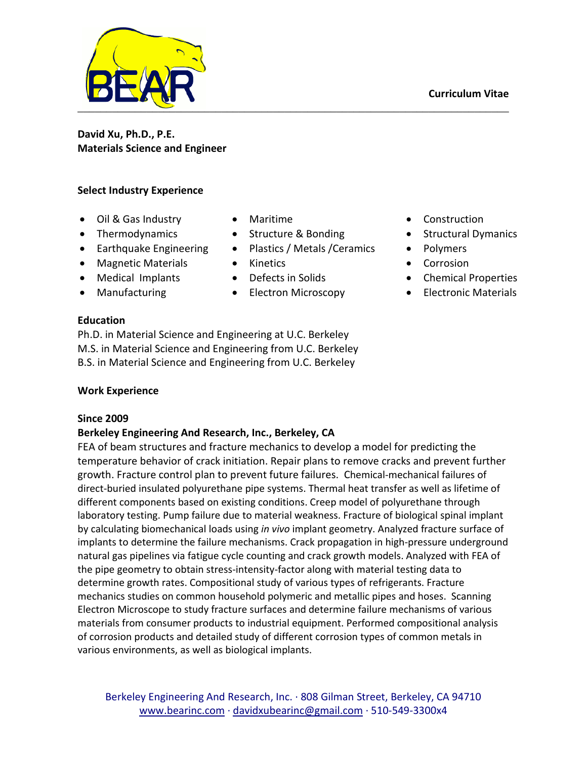Curriculum Vitae

**David Xu, Ph.D., P.E.**
**Materials Science and Engineer**

**Select Industry Experience**

- Oil & Gas Industry
- Thermodynamics
- Earthquake Engineering
- Magnetic Materials
- Medical Implants
- Manufacturing
- Maritime
- Structure & Bonding
- Plastics / Metals /Ceramics
- Kinetics
- Defects in Solids
- Electron Microscopy
- Construction
- Structural Dymanics
- Polymers
- Corrosion
- Chemical Properties
- Electronic Materials

**Education**

Ph.D. in Material Science and Engineering at U.C. Berkeley
M.S. in Material Science and Engineering from U.C. Berkeley
B.S. in Material Science and Engineering from U.C. Berkeley

**Work Experience**

**Since 2009**
**Berkeley Engineering And Research, Inc., Berkeley, CA**
FEA of beam structures and fracture mechanics to develop a model for predicting the temperature behavior of crack initiation. Repair plans to remove cracks and prevent further growth. Fracture control plan to prevent future failures. Chemical-mechanical failures of direct-buried insulated polyurethane pipe systems. Thermal heat transfer as well as lifetime of different components based on existing conditions. Creep model of polyurethane through laboratory testing. Pump failure due to material weakness. Fracture of biological spinal implant by calculating biomechanical loads using *in vivo* implant geometry. Analyzed fracture surface of implants to determine the failure mechanisms. Crack propagation in high-pressure underground natural gas pipelines via fatigue cycle counting and crack growth models. Analyzed with FEA of the pipe geometry to obtain stress-intensity-factor along with material testing data to determine growth rates. Compositional study of various types of refrigerants. Fracture mechanics studies on common household polymeric and metallic pipes and hoses. Scanning Electron Microscope to study fracture surfaces and determine failure mechanisms of various materials from consumer products to industrial equipment. Performed compositional analysis of corrosion products and detailed study of different corrosion types of common metals in various environments, as well as biological implants.

Berkeley Engineering And Research, Inc. · 808 Gilman Street, Berkeley, CA 94710
www.bearinc.com · davidxubearinc@gmail.com · 510-549-3300x4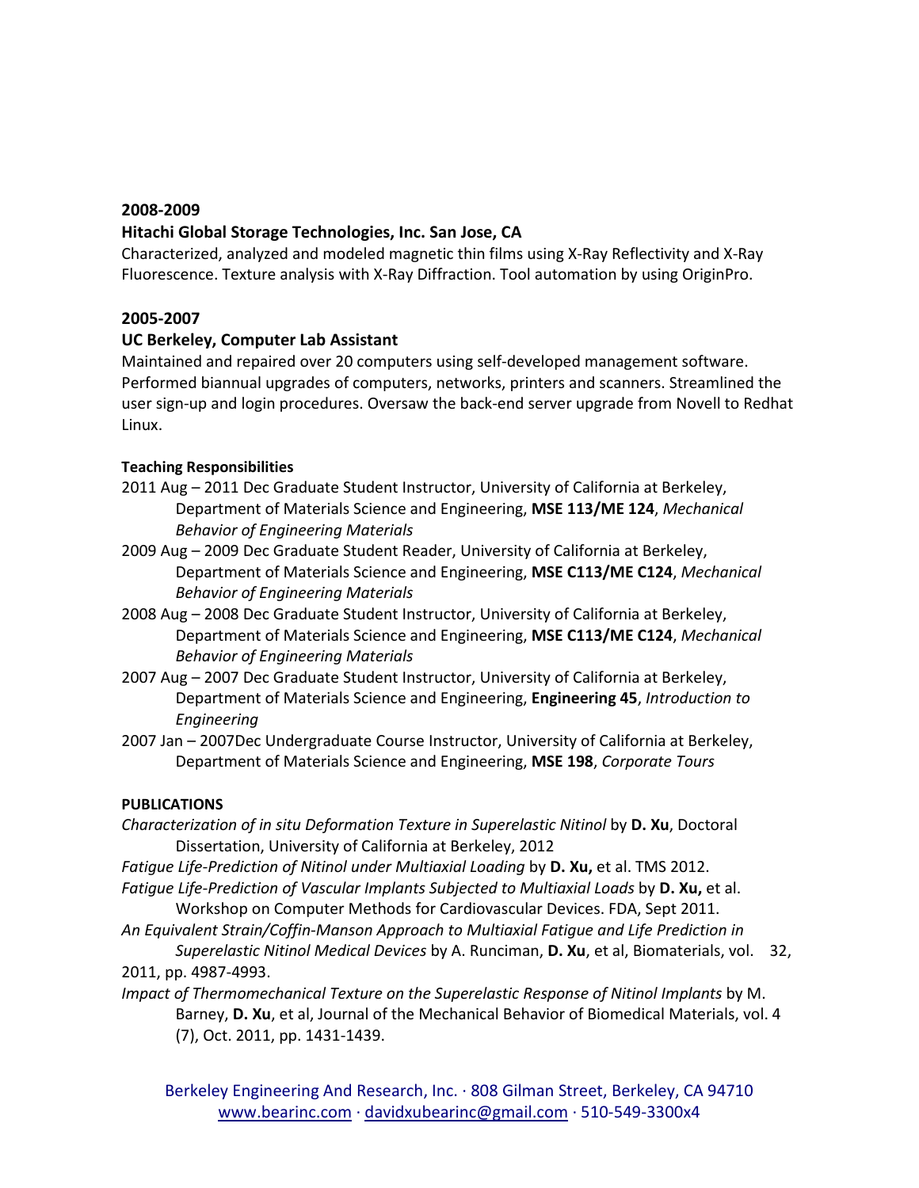**2008-2009**

**Hitachi Global Storage Technologies, Inc. San Jose, CA**

Characterized, analyzed and modeled magnetic thin films using X-Ray Reflectivity and X-Ray Fluorescence. Texture analysis with X-Ray Diffraction. Tool automation by using OriginPro.

**2005-2007**

**UC Berkeley, Computer Lab Assistant**

Maintained and repaired over 20 computers using self-developed management software. Performed biannual upgrades of computers, networks, printers and scanners. Streamlined the user sign-up and login procedures. Oversaw the back-end server upgrade from Novell to Redhat Linux.

**Teaching Responsibilities**

2011 Aug – 2011 Dec Graduate Student Instructor, University of California at Berkeley, Department of Materials Science and Engineering, **MSE 113/ME 124**, *Mechanical Behavior of Engineering Materials*

2009 Aug – 2009 Dec Graduate Student Reader, University of California at Berkeley, Department of Materials Science and Engineering, **MSE C113/ME C124**, *Mechanical Behavior of Engineering Materials*

2008 Aug – 2008 Dec Graduate Student Instructor, University of California at Berkeley, Department of Materials Science and Engineering, **MSE C113/ME C124**, *Mechanical Behavior of Engineering Materials*

2007 Aug – 2007 Dec Graduate Student Instructor, University of California at Berkeley, Department of Materials Science and Engineering, **Engineering 45**, *Introduction to Engineering*

2007 Jan – 2007Dec Undergraduate Course Instructor, University of California at Berkeley, Department of Materials Science and Engineering, **MSE 198**, *Corporate Tours*

**PUBLICATIONS**

*Characterization of in situ Deformation Texture in Superelastic Nitinol* by **D. Xu**, Doctoral Dissertation, University of California at Berkeley, 2012

*Fatigue Life-Prediction of Nitinol under Multiaxial Loading* by **D. Xu,** et al. TMS 2012.

*Fatigue Life-Prediction of Vascular Implants Subjected to Multiaxial Loads* by **D. Xu,** et al. Workshop on Computer Methods for Cardiovascular Devices. FDA, Sept 2011.

*An Equivalent Strain/Coffin-Manson Approach to Multiaxial Fatigue and Life Prediction in Superelastic Nitinol Medical Devices* by A. Runciman, **D. Xu**, et al, Biomaterials, vol. 32, 2011, pp. 4987-4993.

*Impact of Thermomechanical Texture on the Superelastic Response of Nitinol Implants* by M. Barney, **D. Xu**, et al, Journal of the Mechanical Behavior of Biomedical Materials, vol. 4 (7), Oct. 2011, pp. 1431-1439.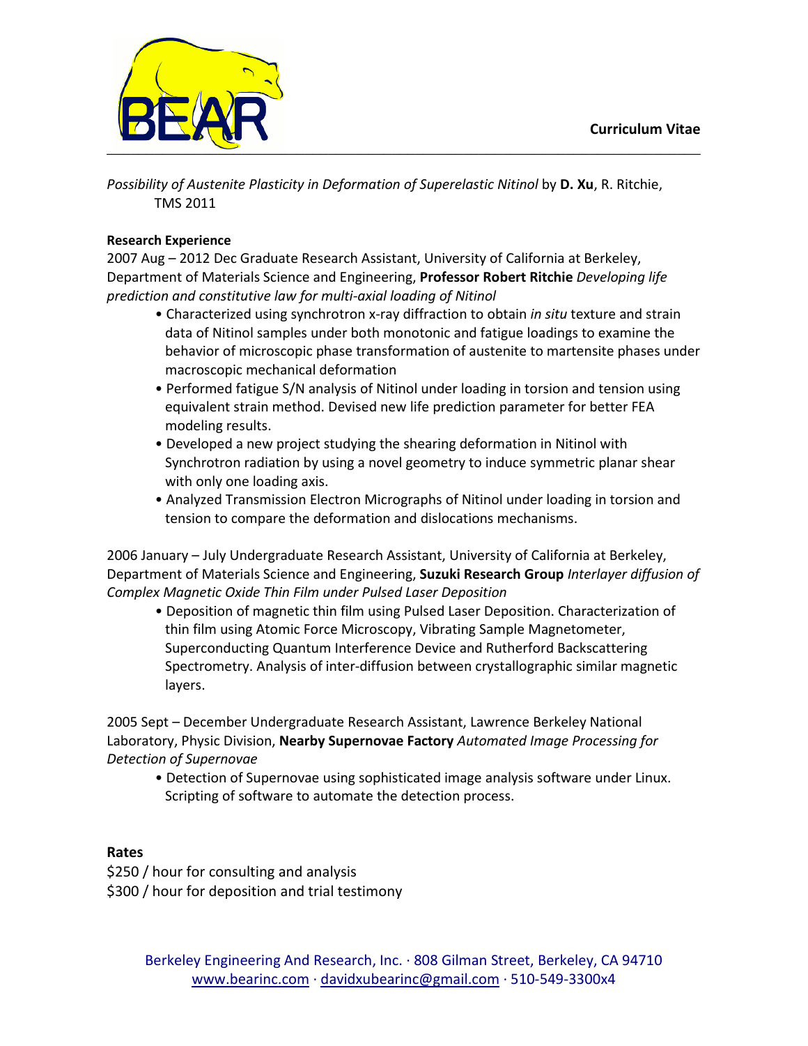*Possibility of Austenite Plasticity in Deformation of Superelastic Nitinol* by **D. Xu**, R. Ritchie, TMS 2011

**Research Experience**

2007 Aug – 2012 Dec Graduate Research Assistant, University of California at Berkeley, Department of Materials Science and Engineering, **Professor Robert Ritchie** *Developing life prediction and constitutive law for multi-axial loading of Nitinol*

- Characterized using synchrotron x-ray diffraction to obtain *in situ* texture and strain data of Nitinol samples under both monotonic and fatigue loadings to examine the behavior of microscopic phase transformation of austenite to martensite phases under macroscopic mechanical deformation
- Performed fatigue S/N analysis of Nitinol under loading in torsion and tension using equivalent strain method. Devised new life prediction parameter for better FEA modeling results.
- Developed a new project studying the shearing deformation in Nitinol with Synchrotron radiation by using a novel geometry to induce symmetric planar shear with only one loading axis.
- Analyzed Transmission Electron Micrographs of Nitinol under loading in torsion and tension to compare the deformation and dislocations mechanisms.

2006 January – July Undergraduate Research Assistant, University of California at Berkeley, Department of Materials Science and Engineering, **Suzuki Research Group** *Interlayer diffusion of Complex Magnetic Oxide Thin Film under Pulsed Laser Deposition*

- Deposition of magnetic thin film using Pulsed Laser Deposition. Characterization of thin film using Atomic Force Microscopy, Vibrating Sample Magnetometer, Superconducting Quantum Interference Device and Rutherford Backscattering Spectrometry. Analysis of inter-diffusion between crystallographic similar magnetic layers.

2005 Sept – December Undergraduate Research Assistant, Lawrence Berkeley National Laboratory, Physic Division, **Nearby Supernovae Factory** *Automated Image Processing for Detection of Supernovae*

- Detection of Supernovae using sophisticated image analysis software under Linux. Scripting of software to automate the detection process.

**Rates**

$250 / hour for consulting and analysis
$300 / hour for deposition and trial testimony